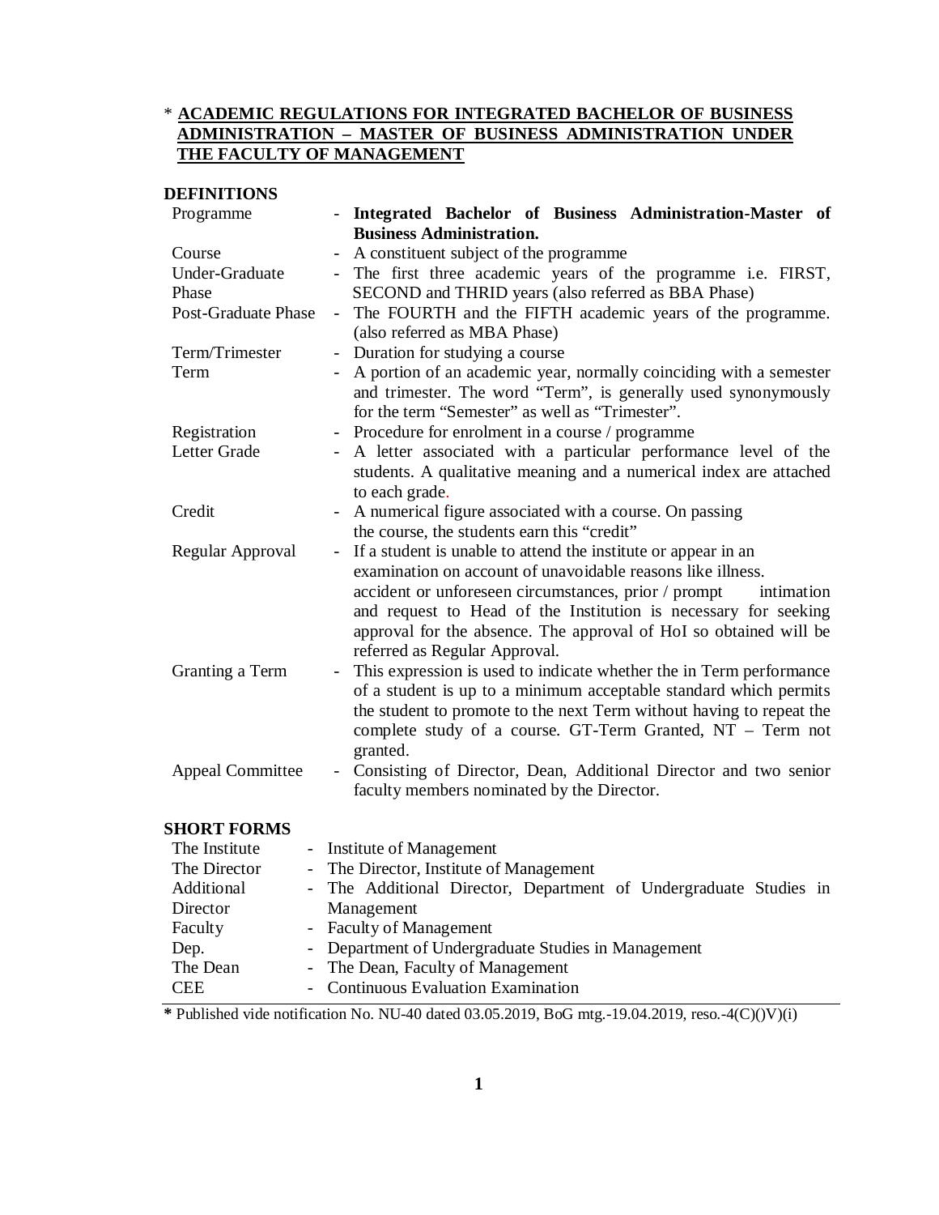\* **ACADEMIC REGULATIONS FOR INTEGRATED BACHELOR OF BUSINESS ADMINISTRATION – MASTER OF BUSINESS ADMINISTRATION UNDER THE FACULTY OF MANAGEMENT**

**DEFINITIONS**

| | | |
|---|---|---|
| Programme | - | **Integrated Bachelor of Business Administration-Master of Business Administration.** |
| Course | - | A constituent subject of the programme |
| Under-Graduate Phase | - | The first three academic years of the programme i.e. FIRST, SECOND and THRID years (also referred as BBA Phase) |
| Post-Graduate Phase | - | The FOURTH and the FIFTH academic years of the programme. (also referred as MBA Phase) |
| Term/Trimester | - | Duration for studying a course |
| Term | - | A portion of an academic year, normally coinciding with a semester and trimester. The word "Term", is generally used synonymously for the term "Semester" as well as "Trimester". |
| Registration | - | Procedure for enrolment in a course / programme |
| Letter Grade | - | A letter associated with a particular performance level of the students. A qualitative meaning and a numerical index are attached to each grade. |
| Credit | - | A numerical figure associated with a course. On passing the course, the students earn this "credit" |
| Regular Approval | - | If a student is unable to attend the institute or appear in an examination on account of unavoidable reasons like illness. accident or unforeseen circumstances, prior / prompt intimation and request to Head of the Institution is necessary for seeking approval for the absence. The approval of HoI so obtained will be referred as Regular Approval. |
| Granting a Term | - | This expression is used to indicate whether the in Term performance of a student is up to a minimum acceptable standard which permits the student to promote to the next Term without having to repeat the complete study of a course. GT-Term Granted, NT – Term not granted. |
| Appeal Committee | - | Consisting of Director, Dean, Additional Director and two senior faculty members nominated by the Director. |

**SHORT FORMS**

| | | |
|---|---|---|
| The Institute | - | Institute of Management |
| The Director | - | The Director, Institute of Management |
| Additional Director | - | The Additional Director, Department of Undergraduate Studies in Management |
| Faculty | - | Faculty of Management |
| Dep. | - | Department of Undergraduate Studies in Management |
| The Dean | - | The Dean, Faculty of Management |
| CEE | - | Continuous Evaluation Examination |

**\*** Published vide notification No. NU-40 dated 03.05.2019, BoG mtg.-19.04.2019, reso.-4(C)()V)(i)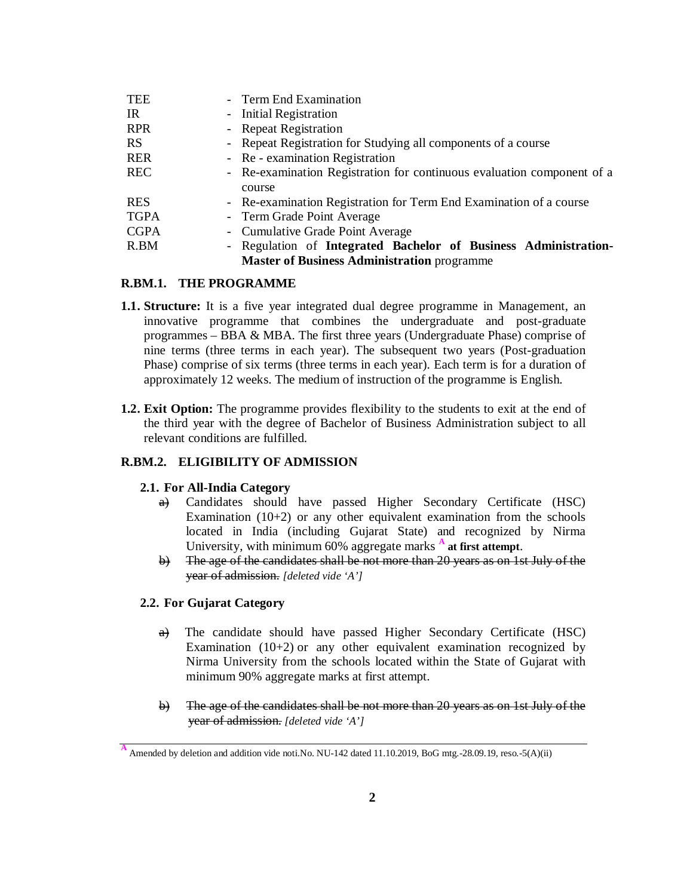| | |
|---|---|
| TEE | - Term End Examination |
| IR | - Initial Registration |
| RPR | - Repeat Registration |
| RS | - Repeat Registration for Studying all components of a course |
| RER | - Re - examination Registration |
| REC | - Re-examination Registration for continuous evaluation component of a course |
| RES | - Re-examination Registration for Term End Examination of a course |
| TGPA | - Term Grade Point Average |
| CGPA | - Cumulative Grade Point Average |
| R.BM | - Regulation of **Integrated Bachelor of Business Administration-Master of Business Administration** programme |

## R.BM.1. THE PROGRAMME

**1.1. Structure:** It is a five year integrated dual degree programme in Management, an innovative programme that combines the undergraduate and post-graduate programmes – BBA & MBA. The first three years (Undergraduate Phase) comprise of nine terms (three terms in each year). The subsequent two years (Post-graduation Phase) comprise of six terms (three terms in each year). Each term is for a duration of approximately 12 weeks. The medium of instruction of the programme is English.

**1.2. Exit Option:** The programme provides flexibility to the students to exit at the end of the third year with the degree of Bachelor of Business Administration subject to all relevant conditions are fulfilled.

## R.BM.2. ELIGIBILITY OF ADMISSION

### 2.1. For All-India Category

~~a)~~ Candidates should have passed Higher Secondary Certificate (HSC) Examination (10+2) or any other equivalent examination from the schools located in India (including Gujarat State) and recognized by Nirma University, with minimum 60% aggregate marks [A] **at first attempt**.

~~b) The age of the candidates shall be not more than 20 years as on 1st July of the year of admission.~~ *[deleted vide 'A']*

### 2.2. For Gujarat Category

~~a)~~ The candidate should have passed Higher Secondary Certificate (HSC) Examination (10+2) or any other equivalent examination recognized by Nirma University from the schools located within the State of Gujarat with minimum 90% aggregate marks at first attempt.

~~b) The age of the candidates shall be not more than 20 years as on 1st July of the year of admission.~~ *[deleted vide 'A']*

---

[A] Amended by deletion and addition vide noti.No. NU-142 dated 11.10.2019, BoG mtg.-28.09.19, reso.-5(A)(ii)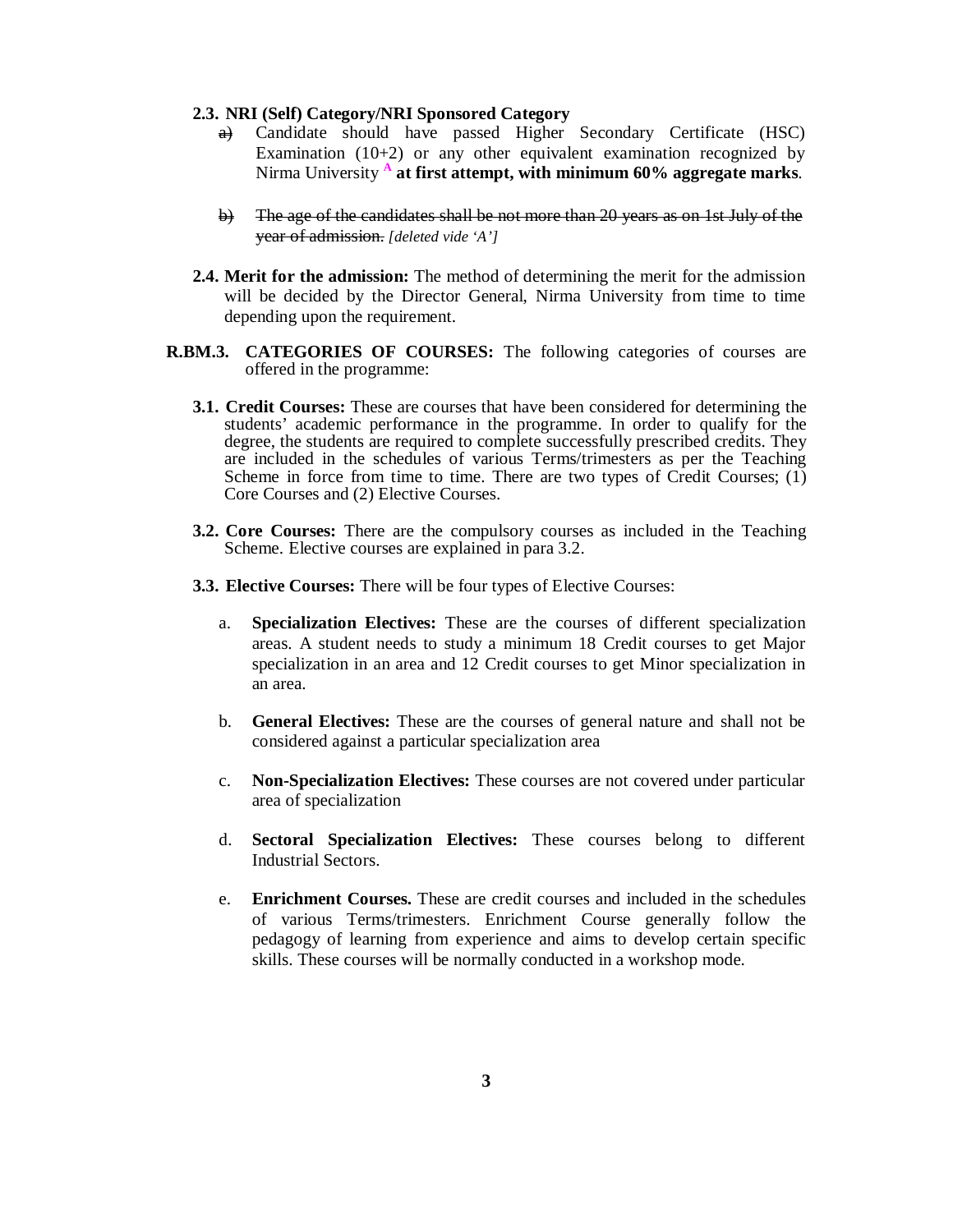**2.3. NRI (Self) Category/NRI Sponsored Category**

~~a)~~ Candidate should have passed Higher Secondary Certificate (HSC) Examination (10+2) or any other equivalent examination recognized by Nirma University [A] **at first attempt, with minimum 60% aggregate marks**.

~~b) The age of the candidates shall be not more than 20 years as on 1st July of the year of admission.~~ *[deleted vide 'A']*

**2.4. Merit for the admission:** The method of determining the merit for the admission will be decided by the Director General, Nirma University from time to time depending upon the requirement.

**R.BM.3. CATEGORIES OF COURSES:** The following categories of courses are offered in the programme:

**3.1. Credit Courses:** These are courses that have been considered for determining the students' academic performance in the programme. In order to qualify for the degree, the students are required to complete successfully prescribed credits. They are included in the schedules of various Terms/trimesters as per the Teaching Scheme in force from time to time. There are two types of Credit Courses; (1) Core Courses and (2) Elective Courses.

**3.2. Core Courses:** There are the compulsory courses as included in the Teaching Scheme. Elective courses are explained in para 3.2.

**3.3. Elective Courses:** There will be four types of Elective Courses:

a. **Specialization Electives:** These are the courses of different specialization areas. A student needs to study a minimum 18 Credit courses to get Major specialization in an area and 12 Credit courses to get Minor specialization in an area.

b. **General Electives:** These are the courses of general nature and shall not be considered against a particular specialization area

c. **Non-Specialization Electives:** These courses are not covered under particular area of specialization

d. **Sectoral Specialization Electives:** These courses belong to different Industrial Sectors.

e. **Enrichment Courses.** These are credit courses and included in the schedules of various Terms/trimesters. Enrichment Course generally follow the pedagogy of learning from experience and aims to develop certain specific skills. These courses will be normally conducted in a workshop mode.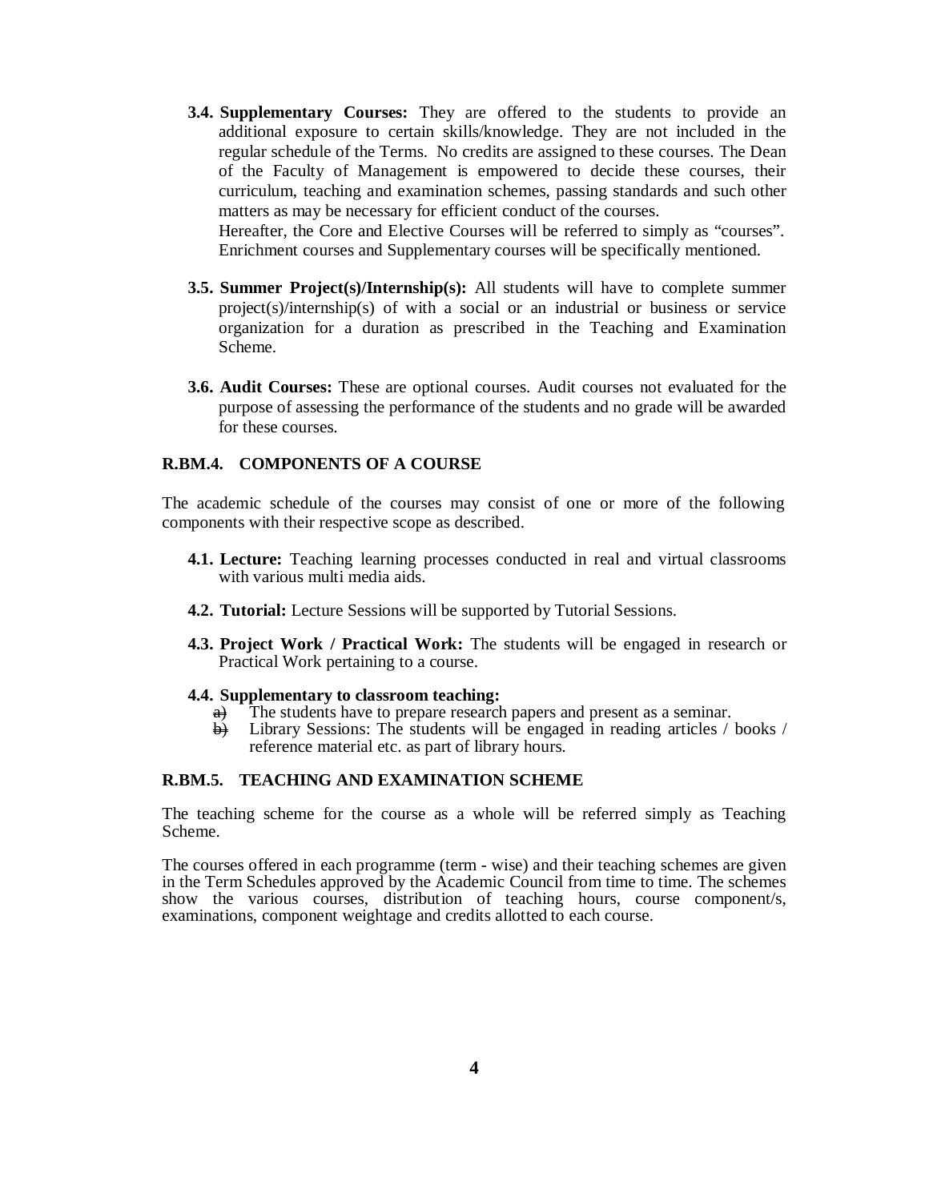**3.4. Supplementary Courses:** They are offered to the students to provide an additional exposure to certain skills/knowledge. They are not included in the regular schedule of the Terms. No credits are assigned to these courses. The Dean of the Faculty of Management is empowered to decide these courses, their curriculum, teaching and examination schemes, passing standards and such other matters as may be necessary for efficient conduct of the courses.

Hereafter, the Core and Elective Courses will be referred to simply as "courses". Enrichment courses and Supplementary courses will be specifically mentioned.

**3.5. Summer Project(s)/Internship(s):** All students will have to complete summer project(s)/internship(s) of with a social or an industrial or business or service organization for a duration as prescribed in the Teaching and Examination Scheme.

**3.6. Audit Courses:** These are optional courses. Audit courses not evaluated for the purpose of assessing the performance of the students and no grade will be awarded for these courses.

## R.BM.4. COMPONENTS OF A COURSE

The academic schedule of the courses may consist of one or more of the following components with their respective scope as described.

**4.1. Lecture:** Teaching learning processes conducted in real and virtual classrooms with various multi media aids.

**4.2. Tutorial:** Lecture Sessions will be supported by Tutorial Sessions.

**4.3. Project Work / Practical Work:** The students will be engaged in research or Practical Work pertaining to a course.

**4.4. Supplementary to classroom teaching:**

a) The students have to prepare research papers and present as a seminar.

b) Library Sessions: The students will be engaged in reading articles / books / reference material etc. as part of library hours.

## R.BM.5. TEACHING AND EXAMINATION SCHEME

The teaching scheme for the course as a whole will be referred simply as Teaching Scheme.

The courses offered in each programme (term - wise) and their teaching schemes are given in the Term Schedules approved by the Academic Council from time to time. The schemes show the various courses, distribution of teaching hours, course component/s, examinations, component weightage and credits allotted to each course.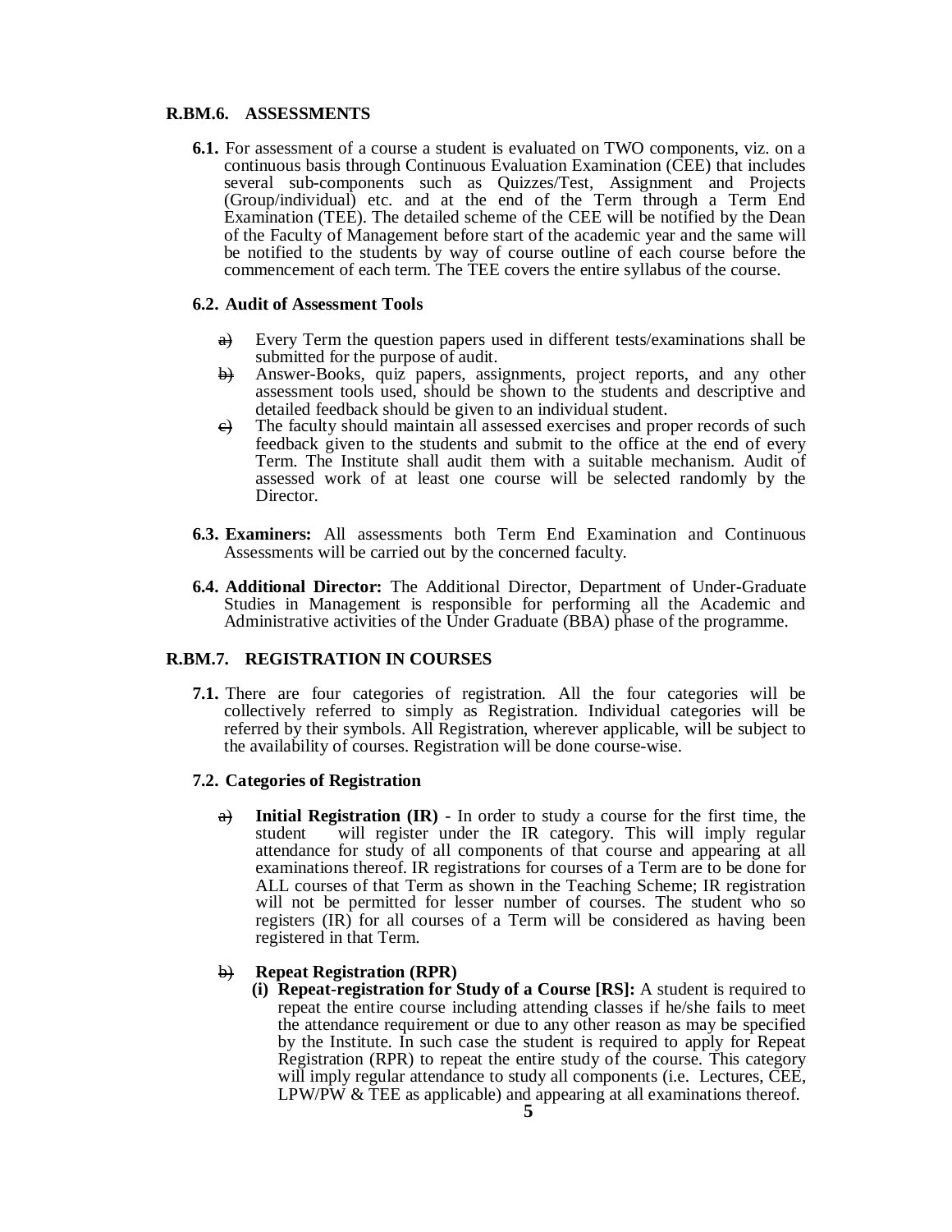## R.BM.6. ASSESSMENTS

**6.1.** For assessment of a course a student is evaluated on TWO components, viz. on a continuous basis through Continuous Evaluation Examination (CEE) that includes several sub-components such as Quizzes/Test, Assignment and Projects (Group/individual) etc. and at the end of the Term through a Term End Examination (TEE). The detailed scheme of the CEE will be notified by the Dean of the Faculty of Management before start of the academic year and the same will be notified to the students by way of course outline of each course before the commencement of each term. The TEE covers the entire syllabus of the course.

### 6.2. Audit of Assessment Tools

a) Every Term the question papers used in different tests/examinations shall be submitted for the purpose of audit.

b) Answer-Books, quiz papers, assignments, project reports, and any other assessment tools used, should be shown to the students and descriptive and detailed feedback should be given to an individual student.

c) The faculty should maintain all assessed exercises and proper records of such feedback given to the students and submit to the office at the end of every Term. The Institute shall audit them with a suitable mechanism. Audit of assessed work of at least one course will be selected randomly by the Director.

**6.3. Examiners:** All assessments both Term End Examination and Continuous Assessments will be carried out by the concerned faculty.

**6.4. Additional Director:** The Additional Director, Department of Under-Graduate Studies in Management is responsible for performing all the Academic and Administrative activities of the Under Graduate (BBA) phase of the programme.

## R.BM.7. REGISTRATION IN COURSES

**7.1.** There are four categories of registration. All the four categories will be collectively referred to simply as Registration. Individual categories will be referred by their symbols. All Registration, wherever applicable, will be subject to the availability of courses. Registration will be done course-wise.

### 7.2. Categories of Registration

a) **Initial Registration (IR)** - In order to study a course for the first time, the student will register under the IR category. This will imply regular attendance for study of all components of that course and appearing at all examinations thereof. IR registrations for courses of a Term are to be done for ALL courses of that Term as shown in the Teaching Scheme; IR registration will not be permitted for lesser number of courses. The student who so registers (IR) for all courses of a Term will be considered as having been registered in that Term.

b) **Repeat Registration (RPR)**

**(i) Repeat-registration for Study of a Course [RS]:** A student is required to repeat the entire course including attending classes if he/she fails to meet the attendance requirement or due to any other reason as may be specified by the Institute. In such case the student is required to apply for Repeat Registration (RPR) to repeat the entire study of the course. This category will imply regular attendance to study all components (i.e. Lectures, CEE, LPW/PW & TEE as applicable) and appearing at all examinations thereof.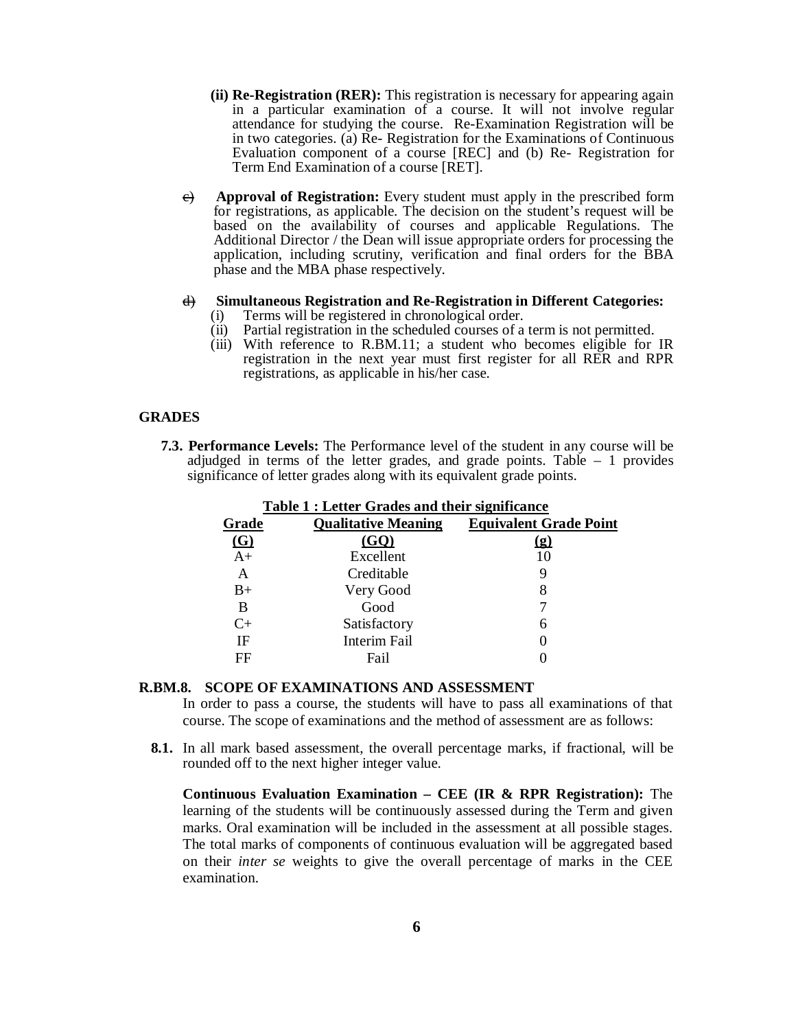(ii) **Re-Registration (RER):** This registration is necessary for appearing again in a particular examination of a course. It will not involve regular attendance for studying the course. Re-Examination Registration will be in two categories. (a) Re- Registration for the Examinations of Continuous Evaluation component of a course [REC] and (b) Re- Registration for Term End Examination of a course [RET].

c) **Approval of Registration:** Every student must apply in the prescribed form for registrations, as applicable. The decision on the student's request will be based on the availability of courses and applicable Regulations. The Additional Director / the Dean will issue appropriate orders for processing the application, including scrutiny, verification and final orders for the BBA phase and the MBA phase respectively.

d) **Simultaneous Registration and Re-Registration in Different Categories:**
  (i) Terms will be registered in chronological order.
  (ii) Partial registration in the scheduled courses of a term is not permitted.
  (iii) With reference to R.BM.11; a student who becomes eligible for IR registration in the next year must first register for all RER and RPR registrations, as applicable in his/her case.

## GRADES

**7.3. Performance Levels:** The Performance level of the student in any course will be adjudged in terms of the letter grades, and grade points. Table – 1 provides significance of letter grades along with its equivalent grade points.

**Table 1 : Letter Grades and their significance**

| Grade (G) | Qualitative Meaning (GQ) | Equivalent Grade Point (g) |
|---|---|---|
| A+ | Excellent | 10 |
| A | Creditable | 9 |
| B+ | Very Good | 8 |
| B | Good | 7 |
| C+ | Satisfactory | 6 |
| IF | Interim Fail | 0 |
| FF | Fail | 0 |

## R.BM.8. SCOPE OF EXAMINATIONS AND ASSESSMENT

In order to pass a course, the students will have to pass all examinations of that course. The scope of examinations and the method of assessment are as follows:

**8.1.** In all mark based assessment, the overall percentage marks, if fractional, will be rounded off to the next higher integer value.

**Continuous Evaluation Examination – CEE (IR & RPR Registration):** The learning of the students will be continuously assessed during the Term and given marks. Oral examination will be included in the assessment at all possible stages. The total marks of components of continuous evaluation will be aggregated based on their *inter se* weights to give the overall percentage of marks in the CEE examination.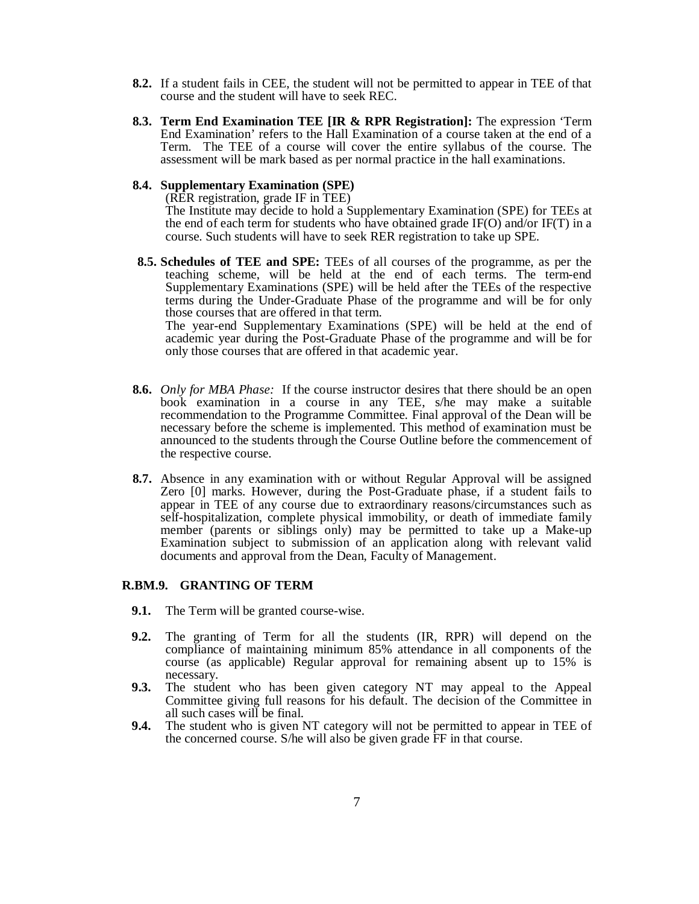**8.2.** If a student fails in CEE, the student will not be permitted to appear in TEE of that course and the student will have to seek REC.

**8.3. Term End Examination TEE [IR & RPR Registration]:** The expression 'Term End Examination' refers to the Hall Examination of a course taken at the end of a Term. The TEE of a course will cover the entire syllabus of the course. The assessment will be mark based as per normal practice in the hall examinations.

**8.4. Supplementary Examination (SPE)**
(RER registration, grade IF in TEE)
The Institute may decide to hold a Supplementary Examination (SPE) for TEEs at the end of each term for students who have obtained grade IF(O) and/or IF(T) in a course. Such students will have to seek RER registration to take up SPE.

**8.5. Schedules of TEE and SPE:** TEEs of all courses of the programme, as per the teaching scheme, will be held at the end of each terms. The term-end Supplementary Examinations (SPE) will be held after the TEEs of the respective terms during the Under-Graduate Phase of the programme and will be for only those courses that are offered in that term.
The year-end Supplementary Examinations (SPE) will be held at the end of academic year during the Post-Graduate Phase of the programme and will be for only those courses that are offered in that academic year.

**8.6.** *Only for MBA Phase:* If the course instructor desires that there should be an open book examination in a course in any TEE, s/he may make a suitable recommendation to the Programme Committee. Final approval of the Dean will be necessary before the scheme is implemented. This method of examination must be announced to the students through the Course Outline before the commencement of the respective course.

**8.7.** Absence in any examination with or without Regular Approval will be assigned Zero [0] marks. However, during the Post-Graduate phase, if a student fails to appear in TEE of any course due to extraordinary reasons/circumstances such as self-hospitalization, complete physical immobility, or death of immediate family member (parents or siblings only) may be permitted to take up a Make-up Examination subject to submission of an application along with relevant valid documents and approval from the Dean, Faculty of Management.

## R.BM.9. GRANTING OF TERM

**9.1.** The Term will be granted course-wise.

**9.2.** The granting of Term for all the students (IR, RPR) will depend on the compliance of maintaining minimum 85% attendance in all components of the course (as applicable) Regular approval for remaining absent up to 15% is necessary.

**9.3.** The student who has been given category NT may appeal to the Appeal Committee giving full reasons for his default. The decision of the Committee in all such cases will be final.

**9.4.** The student who is given NT category will not be permitted to appear in TEE of the concerned course. S/he will also be given grade FF in that course.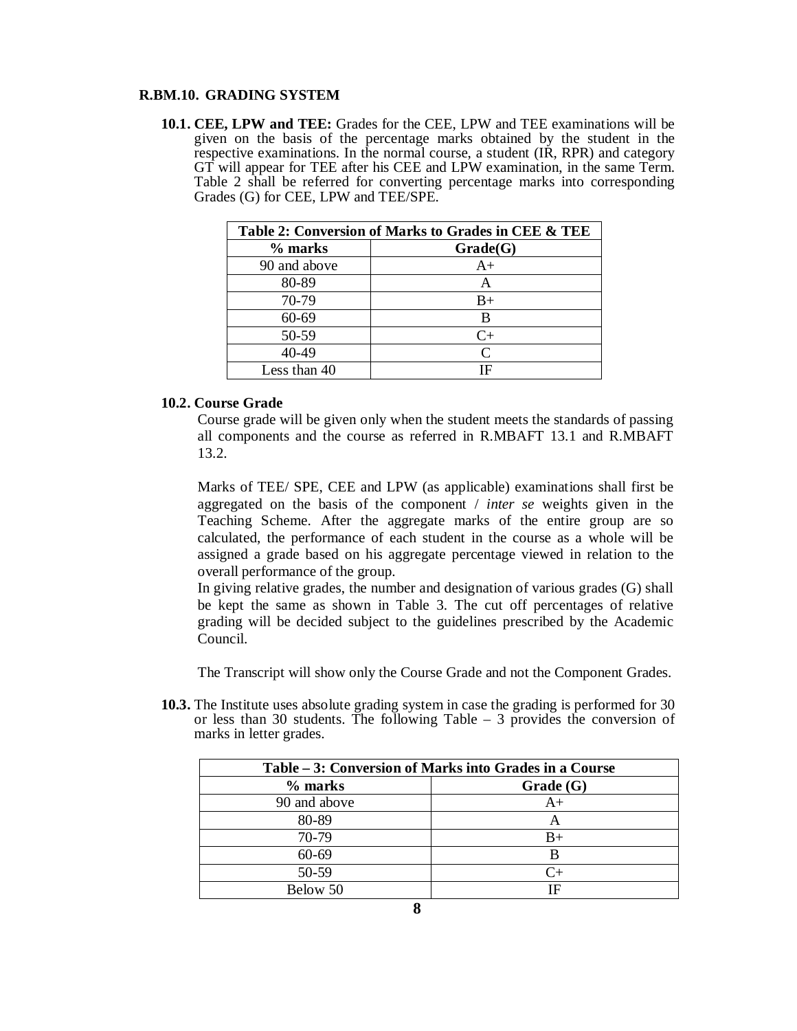## R.BM.10. GRADING SYSTEM

**10.1. CEE, LPW and TEE:** Grades for the CEE, LPW and TEE examinations will be given on the basis of the percentage marks obtained by the student in the respective examinations. In the normal course, a student (IR, RPR) and category GT will appear for TEE after his CEE and LPW examination, in the same Term. Table 2 shall be referred for converting percentage marks into corresponding Grades (G) for CEE, LPW and TEE/SPE.

| Table 2: Conversion of Marks to Grades in CEE & TEE | |
|---|---|
| **% marks** | **Grade(G)** |
| 90 and above | A+ |
| 80-89 | A |
| 70-79 | B+ |
| 60-69 | B |
| 50-59 | C+ |
| 40-49 | C |
| Less than 40 | IF |

**10.2. Course Grade**

Course grade will be given only when the student meets the standards of passing all components and the course as referred in R.MBAFT 13.1 and R.MBAFT 13.2.

Marks of TEE/ SPE, CEE and LPW (as applicable) examinations shall first be aggregated on the basis of the component / *inter se* weights given in the Teaching Scheme. After the aggregate marks of the entire group are so calculated, the performance of each student in the course as a whole will be assigned a grade based on his aggregate percentage viewed in relation to the overall performance of the group.

In giving relative grades, the number and designation of various grades (G) shall be kept the same as shown in Table 3. The cut off percentages of relative grading will be decided subject to the guidelines prescribed by the Academic Council.

The Transcript will show only the Course Grade and not the Component Grades.

**10.3.** The Institute uses absolute grading system in case the grading is performed for 30 or less than 30 students. The following Table – 3 provides the conversion of marks in letter grades.

| Table – 3: Conversion of Marks into Grades in a Course | |
|---|---|
| **% marks** | **Grade (G)** |
| 90 and above | A+ |
| 80-89 | A |
| 70-79 | B+ |
| 60-69 | B |
| 50-59 | C+ |
| Below 50 | IF |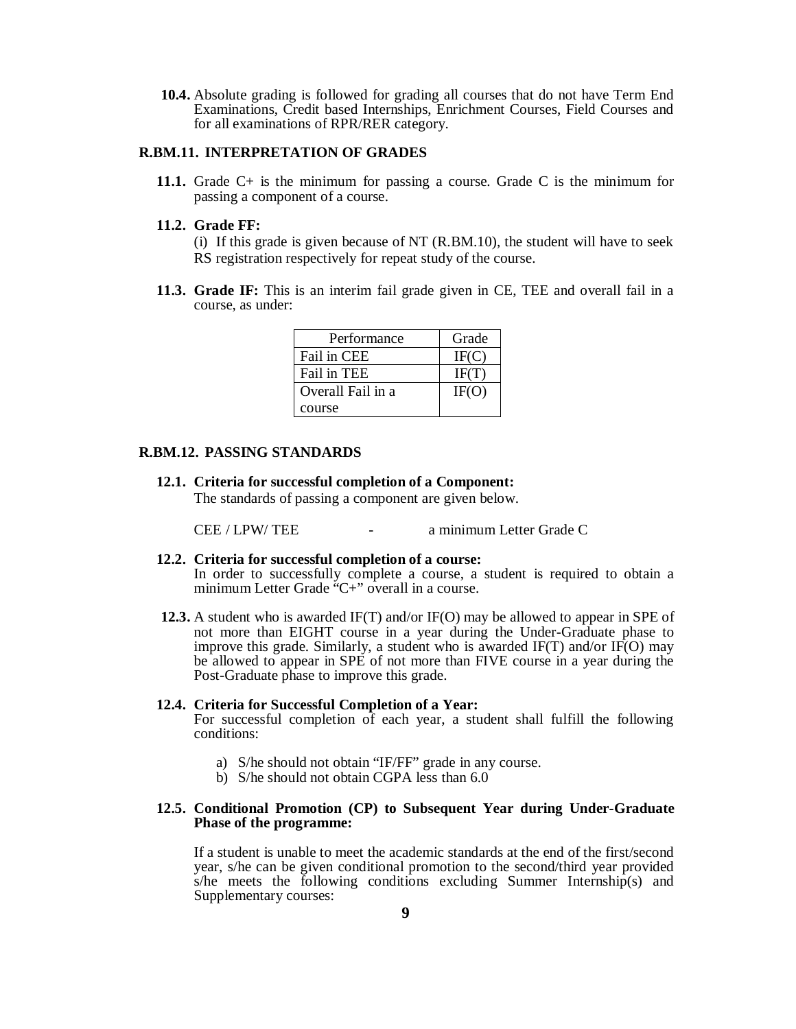**10.4.** Absolute grading is followed for grading all courses that do not have Term End Examinations, Credit based Internships, Enrichment Courses, Field Courses and for all examinations of RPR/RER category.

## R.BM.11. INTERPRETATION OF GRADES

**11.1.** Grade C+ is the minimum for passing a course. Grade C is the minimum for passing a component of a course.

**11.2. Grade FF:**

(i) If this grade is given because of NT (R.BM.10), the student will have to seek RS registration respectively for repeat study of the course.

**11.3. Grade IF:** This is an interim fail grade given in CE, TEE and overall fail in a course, as under:

| Performance | Grade |
|---|---|
| Fail in CEE | IF(C) |
| Fail in TEE | IF(T) |
| Overall Fail in a course | IF(O) |

## R.BM.12. PASSING STANDARDS

**12.1. Criteria for successful completion of a Component:**

The standards of passing a component are given below.

CEE / LPW/ TEE - a minimum Letter Grade C

**12.2. Criteria for successful completion of a course:**

In order to successfully complete a course, a student is required to obtain a minimum Letter Grade "C+" overall in a course.

**12.3.** A student who is awarded IF(T) and/or IF(O) may be allowed to appear in SPE of not more than EIGHT course in a year during the Under-Graduate phase to improve this grade. Similarly, a student who is awarded IF(T) and/or IF(O) may be allowed to appear in SPE of not more than FIVE course in a year during the Post-Graduate phase to improve this grade.

**12.4. Criteria for Successful Completion of a Year:**

For successful completion of each year, a student shall fulfill the following conditions:

a) S/he should not obtain "IF/FF" grade in any course.
b) S/he should not obtain CGPA less than 6.0

**12.5. Conditional Promotion (CP) to Subsequent Year during Under-Graduate Phase of the programme:**

If a student is unable to meet the academic standards at the end of the first/second year, s/he can be given conditional promotion to the second/third year provided s/he meets the following conditions excluding Summer Internship(s) and Supplementary courses: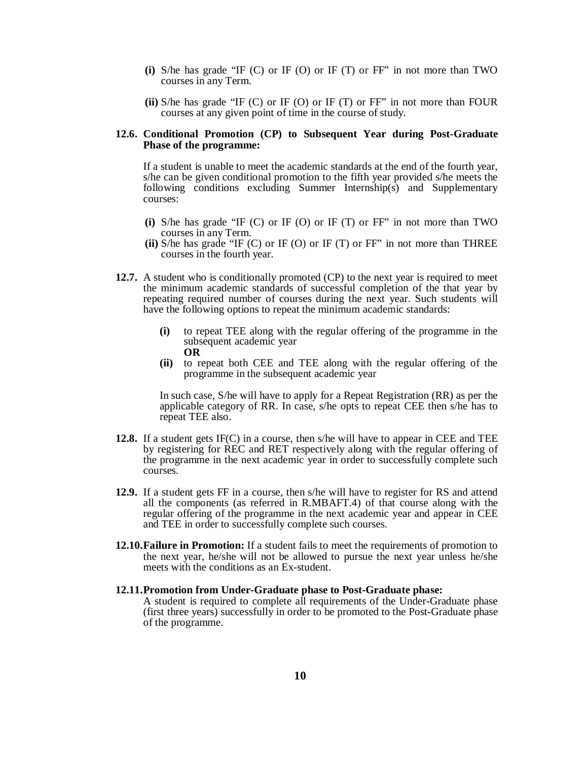**(i)** S/he has grade "IF (C) or IF (O) or IF (T) or FF" in not more than TWO courses in any Term.

**(ii)** S/he has grade "IF (C) or IF (O) or IF (T) or FF" in not more than FOUR courses at any given point of time in the course of study.

**12.6. Conditional Promotion (CP) to Subsequent Year during Post-Graduate Phase of the programme:**

If a student is unable to meet the academic standards at the end of the fourth year, s/he can be given conditional promotion to the fifth year provided s/he meets the following conditions excluding Summer Internship(s) and Supplementary courses:

**(i)** S/he has grade "IF (C) or IF (O) or IF (T) or FF" in not more than TWO courses in any Term.

**(ii)** S/he has grade "IF (C) or IF (O) or IF (T) or FF" in not more than THREE courses in the fourth year.

**12.7.** A student who is conditionally promoted (CP) to the next year is required to meet the minimum academic standards of successful completion of the that year by repeating required number of courses during the next year. Such students will have the following options to repeat the minimum academic standards:

**(i)** to repeat TEE along with the regular offering of the programme in the subsequent academic year

**OR**

**(ii)** to repeat both CEE and TEE along with the regular offering of the programme in the subsequent academic year

In such case, S/he will have to apply for a Repeat Registration (RR) as per the applicable category of RR. In case, s/he opts to repeat CEE then s/he has to repeat TEE also.

**12.8.** If a student gets IF(C) in a course, then s/he will have to appear in CEE and TEE by registering for REC and RET respectively along with the regular offering of the programme in the next academic year in order to successfully complete such courses.

**12.9.** If a student gets FF in a course, then s/he will have to register for RS and attend all the components (as referred in R.MBAFT.4) of that course along with the regular offering of the programme in the next academic year and appear in CEE and TEE in order to successfully complete such courses.

**12.10. Failure in Promotion:** If a student fails to meet the requirements of promotion to the next year, he/she will not be allowed to pursue the next year unless he/she meets with the conditions as an Ex-student.

**12.11. Promotion from Under-Graduate phase to Post-Graduate phase:**

A student is required to complete all requirements of the Under-Graduate phase (first three years) successfully in order to be promoted to the Post-Graduate phase of the programme.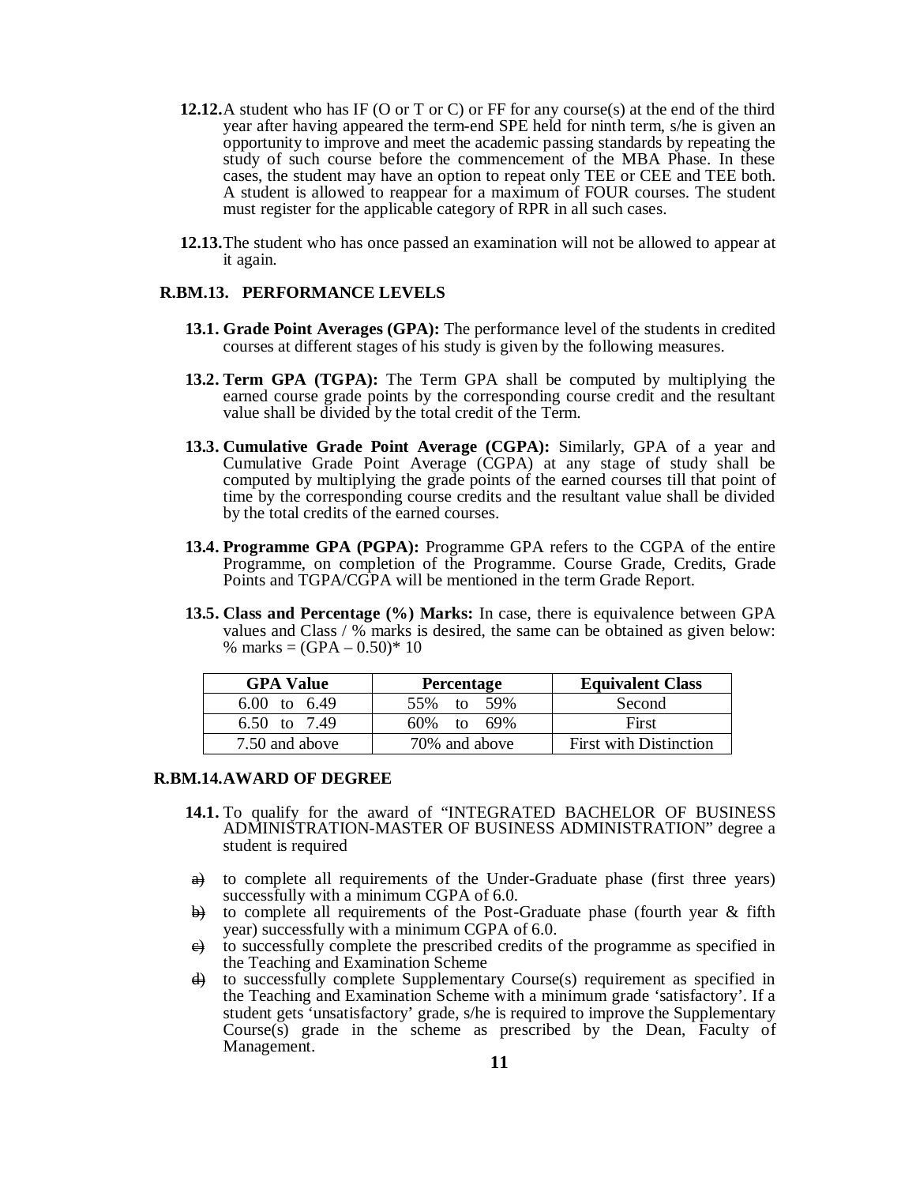**12.12.** A student who has IF (O or T or C) or FF for any course(s) at the end of the third year after having appeared the term-end SPE held for ninth term, s/he is given an opportunity to improve and meet the academic passing standards by repeating the study of such course before the commencement of the MBA Phase. In these cases, the student may have an option to repeat only TEE or CEE and TEE both. A student is allowed to reappear for a maximum of FOUR courses. The student must register for the applicable category of RPR in all such cases.

**12.13.** The student who has once passed an examination will not be allowed to appear at it again.

## R.BM.13. PERFORMANCE LEVELS

**13.1. Grade Point Averages (GPA):** The performance level of the students in credited courses at different stages of his study is given by the following measures.

**13.2. Term GPA (TGPA):** The Term GPA shall be computed by multiplying the earned course grade points by the corresponding course credit and the resultant value shall be divided by the total credit of the Term.

**13.3. Cumulative Grade Point Average (CGPA):** Similarly, GPA of a year and Cumulative Grade Point Average (CGPA) at any stage of study shall be computed by multiplying the grade points of the earned courses till that point of time by the corresponding course credits and the resultant value shall be divided by the total credits of the earned courses.

**13.4. Programme GPA (PGPA):** Programme GPA refers to the CGPA of the entire Programme, on completion of the Programme. Course Grade, Credits, Grade Points and TGPA/CGPA will be mentioned in the term Grade Report.

**13.5. Class and Percentage (%) Marks:** In case, there is equivalence between GPA values and Class / % marks is desired, the same can be obtained as given below: % marks = (GPA – 0.50)* 10

| GPA Value | Percentage | Equivalent Class |
|---|---|---|
| 6.00 to 6.49 | 55% to 59% | Second |
| 6.50 to 7.49 | 60% to 69% | First |
| 7.50 and above | 70% and above | First with Distinction |

## R.BM.14. AWARD OF DEGREE

**14.1.** To qualify for the award of “INTEGRATED BACHELOR OF BUSINESS ADMINISTRATION-MASTER OF BUSINESS ADMINISTRATION” degree a student is required

a) to complete all requirements of the Under-Graduate phase (first three years) successfully with a minimum CGPA of 6.0.

b) to complete all requirements of the Post-Graduate phase (fourth year & fifth year) successfully with a minimum CGPA of 6.0.

c) to successfully complete the prescribed credits of the programme as specified in the Teaching and Examination Scheme

d) to successfully complete Supplementary Course(s) requirement as specified in the Teaching and Examination Scheme with a minimum grade ‘satisfactory’. If a student gets ‘unsatisfactory’ grade, s/he is required to improve the Supplementary Course(s) grade in the scheme as prescribed by the Dean, Faculty of Management.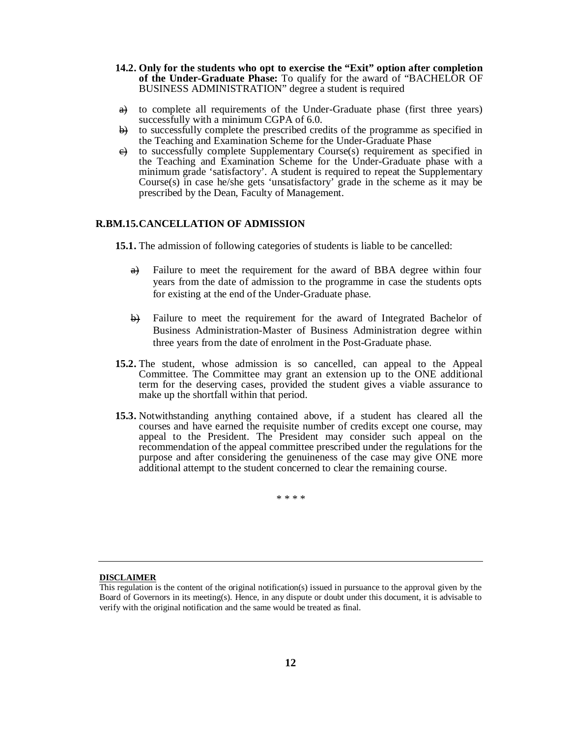**14.2. Only for the students who opt to exercise the "Exit" option after completion of the Under-Graduate Phase:** To qualify for the award of "BACHELOR OF BUSINESS ADMINISTRATION" degree a student is required

a) to complete all requirements of the Under-Graduate phase (first three years) successfully with a minimum CGPA of 6.0.
b) to successfully complete the prescribed credits of the programme as specified in the Teaching and Examination Scheme for the Under-Graduate Phase
c) to successfully complete Supplementary Course(s) requirement as specified in the Teaching and Examination Scheme for the Under-Graduate phase with a minimum grade 'satisfactory'. A student is required to repeat the Supplementary Course(s) in case he/she gets 'unsatisfactory' grade in the scheme as it may be prescribed by the Dean, Faculty of Management.

## R.BM.15. CANCELLATION OF ADMISSION

**15.1.** The admission of following categories of students is liable to be cancelled:

a) Failure to meet the requirement for the award of BBA degree within four years from the date of admission to the programme in case the students opts for existing at the end of the Under-Graduate phase.

b) Failure to meet the requirement for the award of Integrated Bachelor of Business Administration-Master of Business Administration degree within three years from the date of enrolment in the Post-Graduate phase.

**15.2.** The student, whose admission is so cancelled, can appeal to the Appeal Committee. The Committee may grant an extension up to the ONE additional term for the deserving cases, provided the student gives a viable assurance to make up the shortfall within that period.

**15.3.** Notwithstanding anything contained above, if a student has cleared all the courses and have earned the requisite number of credits except one course, may appeal to the President. The President may consider such appeal on the recommendation of the appeal committee prescribed under the regulations for the purpose and after considering the genuineness of the case may give ONE more additional attempt to the student concerned to clear the remaining course.

\* \* \* \*

---

**DISCLAIMER**

This regulation is the content of the original notification(s) issued in pursuance to the approval given by the Board of Governors in its meeting(s). Hence, in any dispute or doubt under this document, it is advisable to verify with the original notification and the same would be treated as final.